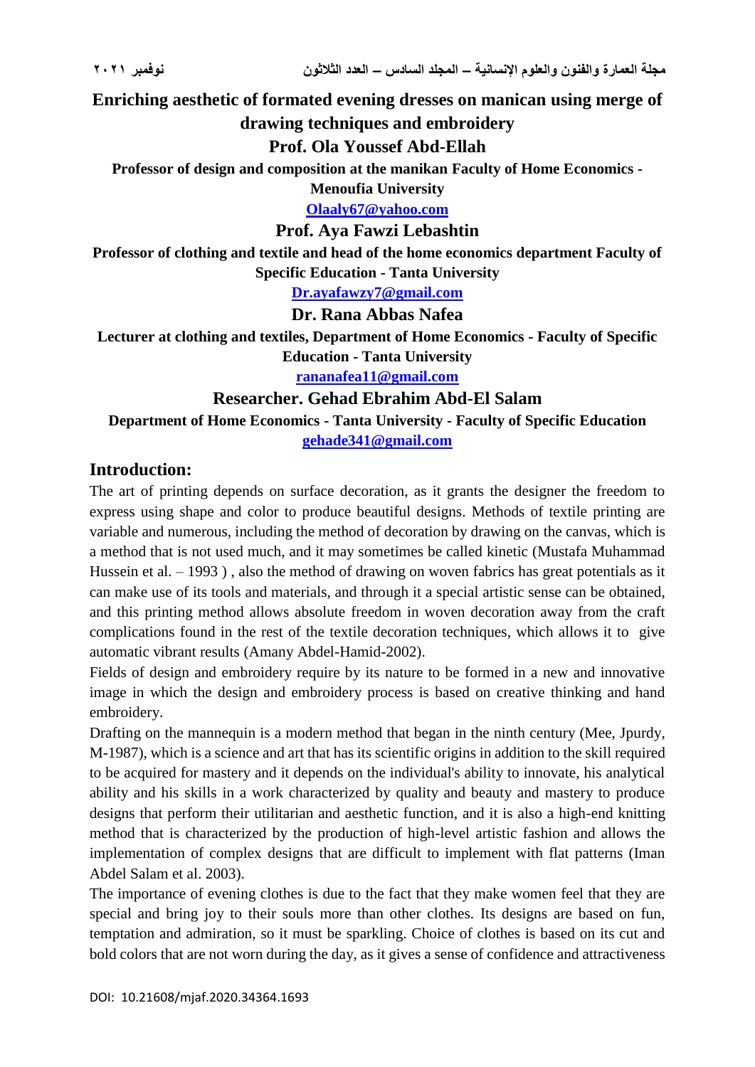# Enriching aesthetic of formated evening dresses on manican using merge of drawing techniques and embroidery

**Prof. Ola Youssef Abd-Ellah**

**Professor of design and composition at the manikan Faculty of Home Economics - Menoufia University**

**Olaaly67@yahoo.com**

**Prof. Aya Fawzi Lebashtin**

**Professor of clothing and textile and head of the home economics department Faculty of Specific Education - Tanta University**

**Dr.ayafawzy7@gmail.com**

**Dr. Rana Abbas Nafea**

**Lecturer at clothing and textiles, Department of Home Economics - Faculty of Specific Education - Tanta University**

**rananafea11@gmail.com**

**Researcher. Gehad Ebrahim Abd-El Salam**

**Department of Home Economics - Tanta University - Faculty of Specific Education**

**gehade341@gmail.com**

## Introduction:

The art of printing depends on surface decoration, as it grants the designer the freedom to express using shape and color to produce beautiful designs. Methods of textile printing are variable and numerous, including the method of decoration by drawing on the canvas, which is a method that is not used much, and it may sometimes be called kinetic (Mustafa Muhammad Hussein et al. – 1993 ) , also the method of drawing on woven fabrics has great potentials as it can make use of its tools and materials, and through it a special artistic sense can be obtained, and this printing method allows absolute freedom in woven decoration away from the craft complications found in the rest of the textile decoration techniques, which allows it to give automatic vibrant results (Amany Abdel-Hamid-2002).

Fields of design and embroidery require by its nature to be formed in a new and innovative image in which the design and embroidery process is based on creative thinking and hand embroidery.

Drafting on the mannequin is a modern method that began in the ninth century (Mee, Jpurdy, M-1987), which is a science and art that has its scientific origins in addition to the skill required to be acquired for mastery and it depends on the individual's ability to innovate, his analytical ability and his skills in a work characterized by quality and beauty and mastery to produce designs that perform their utilitarian and aesthetic function, and it is also a high-end knitting method that is characterized by the production of high-level artistic fashion and allows the implementation of complex designs that are difficult to implement with flat patterns (Iman Abdel Salam et al. 2003).

The importance of evening clothes is due to the fact that they make women feel that they are special and bring joy to their souls more than other clothes. Its designs are based on fun, temptation and admiration, so it must be sparkling. Choice of clothes is based on its cut and bold colors that are not worn during the day, as it gives a sense of confidence and attractiveness

DOI: 10.21608/mjaf.2020.34364.1693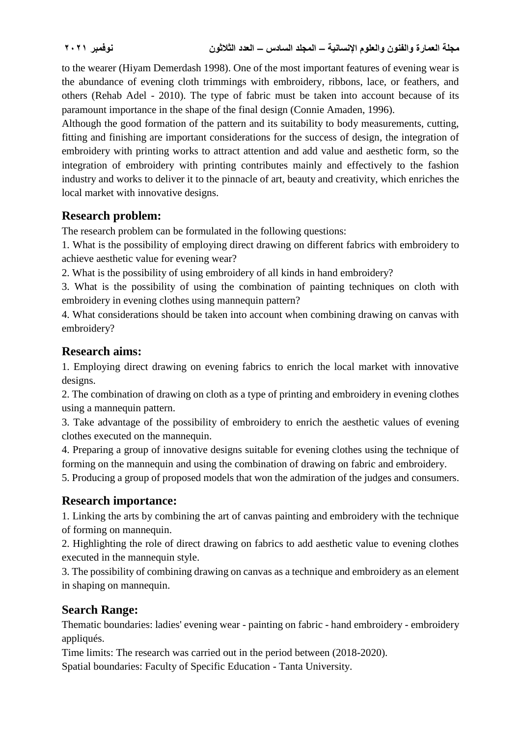to the wearer (Hiyam Demerdash 1998). One of the most important features of evening wear is the abundance of evening cloth trimmings with embroidery, ribbons, lace, or feathers, and others (Rehab Adel - 2010). The type of fabric must be taken into account because of its paramount importance in the shape of the final design (Connie Amaden, 1996).

Although the good formation of the pattern and its suitability to body measurements, cutting, fitting and finishing are important considerations for the success of design, the integration of embroidery with printing works to attract attention and add value and aesthetic form, so the integration of embroidery with printing contributes mainly and effectively to the fashion industry and works to deliver it to the pinnacle of art, beauty and creativity, which enriches the local market with innovative designs.

## Research problem:

The research problem can be formulated in the following questions:

1. What is the possibility of employing direct drawing on different fabrics with embroidery to achieve aesthetic value for evening wear?
2. What is the possibility of using embroidery of all kinds in hand embroidery?
3. What is the possibility of using the combination of painting techniques on cloth with embroidery in evening clothes using mannequin pattern?
4. What considerations should be taken into account when combining drawing on canvas with embroidery?

## Research aims:

1. Employing direct drawing on evening fabrics to enrich the local market with innovative designs.
2. The combination of drawing on cloth as a type of printing and embroidery in evening clothes using a mannequin pattern.
3. Take advantage of the possibility of embroidery to enrich the aesthetic values of evening clothes executed on the mannequin.
4. Preparing a group of innovative designs suitable for evening clothes using the technique of forming on the mannequin and using the combination of drawing on fabric and embroidery.
5. Producing a group of proposed models that won the admiration of the judges and consumers.

## Research importance:

1. Linking the arts by combining the art of canvas painting and embroidery with the technique of forming on mannequin.
2. Highlighting the role of direct drawing on fabrics to add aesthetic value to evening clothes executed in the mannequin style.
3. The possibility of combining drawing on canvas as a technique and embroidery as an element in shaping on mannequin.

## Search Range:

Thematic boundaries: ladies' evening wear - painting on fabric - hand embroidery - embroidery appliqués.

Time limits: The research was carried out in the period between (2018-2020).

Spatial boundaries: Faculty of Specific Education - Tanta University.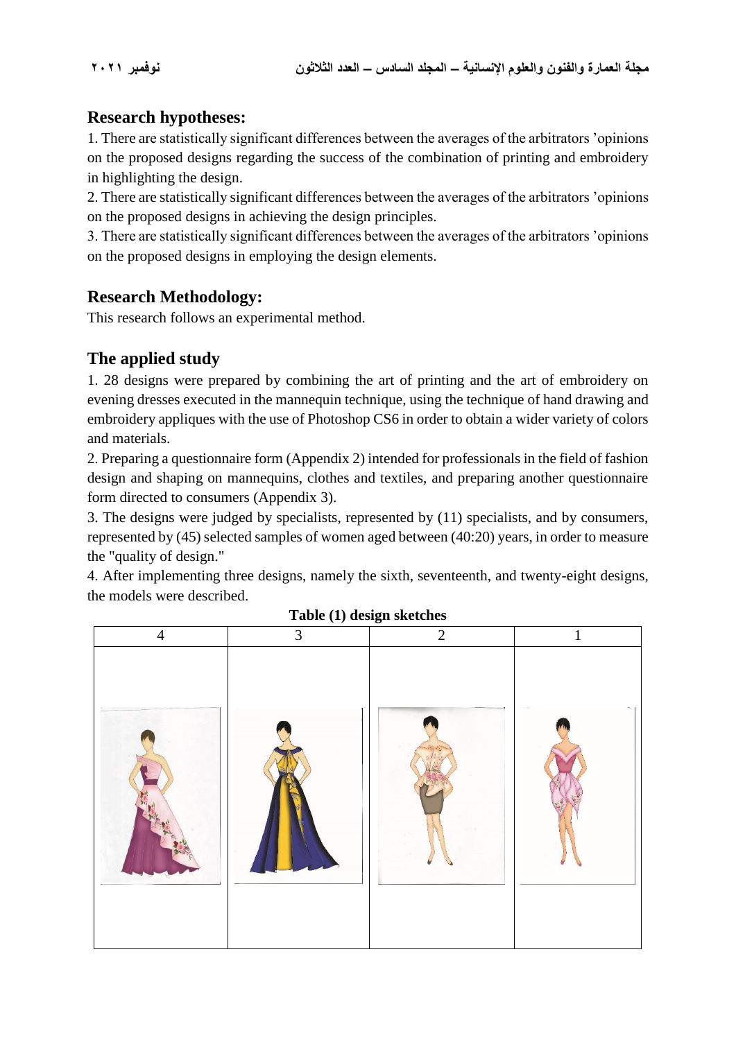## Research hypotheses:

1. There are statistically significant differences between the averages of the arbitrators 'opinions on the proposed designs regarding the success of the combination of printing and embroidery in highlighting the design.
2. There are statistically significant differences between the averages of the arbitrators 'opinions on the proposed designs in achieving the design principles.
3. There are statistically significant differences between the averages of the arbitrators 'opinions on the proposed designs in employing the design elements.

## Research Methodology:

This research follows an experimental method.

## The applied study

1. 28 designs were prepared by combining the art of printing and the art of embroidery on evening dresses executed in the mannequin technique, using the technique of hand drawing and embroidery appliques with the use of Photoshop CS6 in order to obtain a wider variety of colors and materials.
2. Preparing a questionnaire form (Appendix 2) intended for professionals in the field of fashion design and shaping on mannequins, clothes and textiles, and preparing another questionnaire form directed to consumers (Appendix 3).
3. The designs were judged by specialists, represented by (11) specialists, and by consumers, represented by (45) selected samples of women aged between (40:20) years, in order to measure the "quality of design."
4. After implementing three designs, namely the sixth, seventeenth, and twenty-eight designs, the models were described.

**Table (1) design sketches**

| 4 | 3 | 2 | 1 |
|---|---|---|---|
| | | | |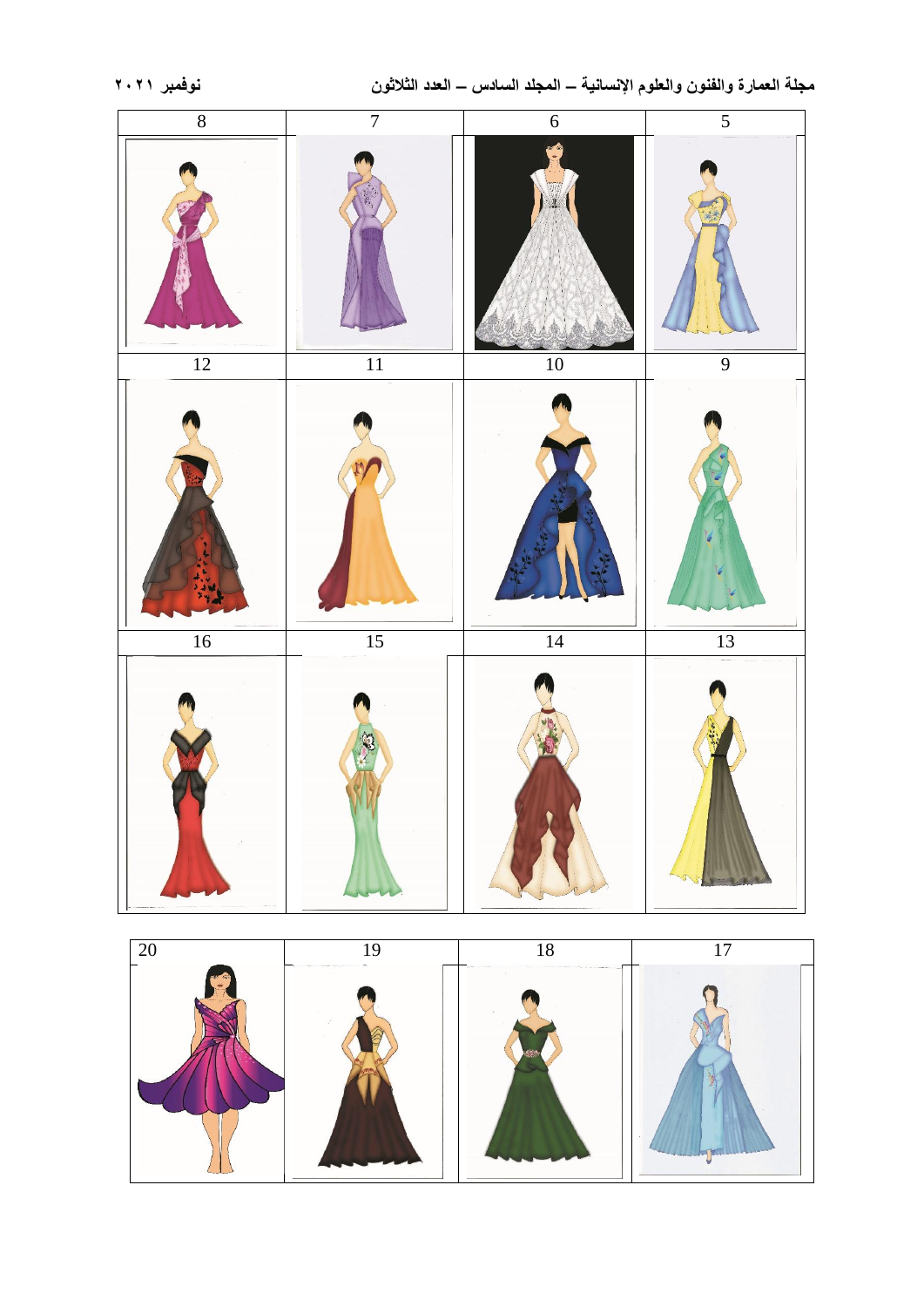| 8 | 7 | 6 | 5 |
| --- | --- | --- | --- |
| | | | |
| 12 | 11 | 10 | 9 |
| | | | |
| 16 | 15 | 14 | 13 |
| | | | |

| 20 | 19 | 18 | 17 |
| --- | --- | --- | --- |
| | | | |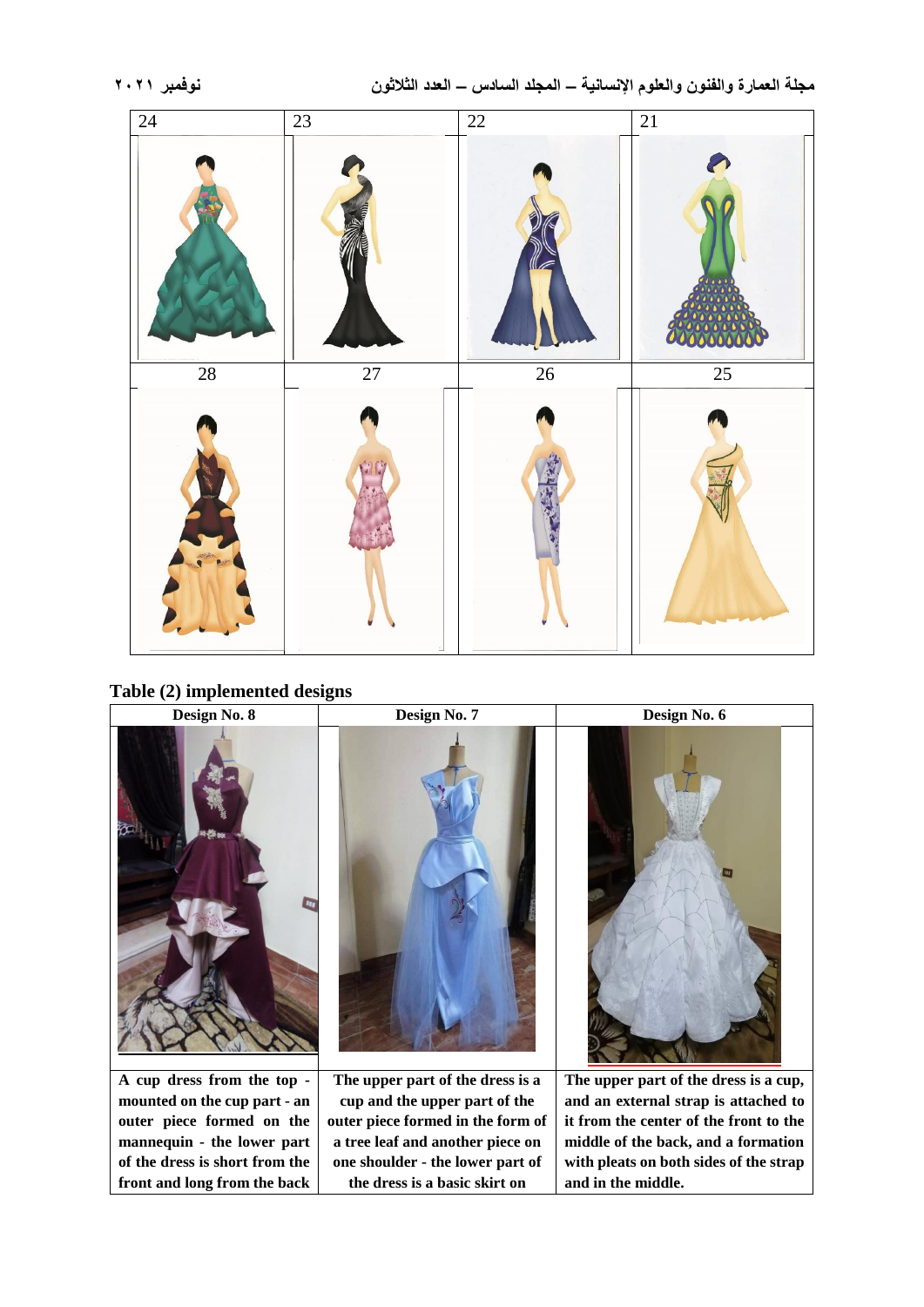| 24 | 23 | 22 | 21 |
|---|---|---|---|
| | | | |
| 28 | 27 | 26 | 25 |
| | | | |

**Table (2) implemented designs**

| Design No. 8 | Design No. 7 | Design No. 6 |
|---|---|---|
| | | |
| A cup dress from the top - mounted on the cup part - an outer piece formed on the mannequin - the lower part of the dress is short from the front and long from the back | The upper part of the dress is a cup and the upper part of the outer piece formed in the form of a tree leaf and another piece on one shoulder - the lower part of the dress is a basic skirt on | The upper part of the dress is a cup, and an external strap is attached to it from the center of the front to the middle of the back, and a formation with pleats on both sides of the strap and in the middle. |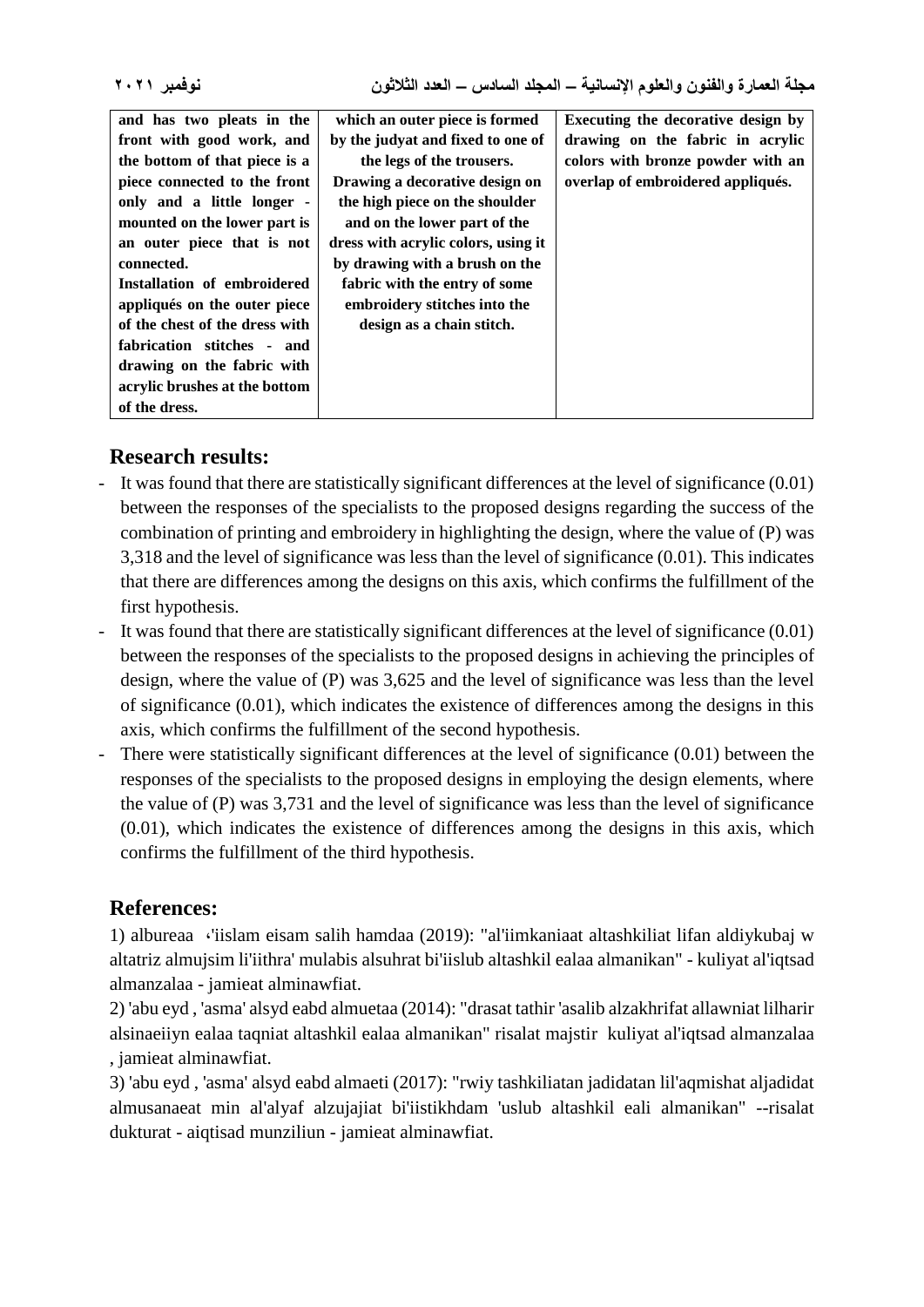| and has two pleats in the front with good work, and the bottom of that piece is a piece connected to the front only and a little longer - mounted on the lower part is an outer piece that is not connected. Installation of embroidered appliqués on the outer piece of the chest of the dress with fabrication stitches - and drawing on the fabric with acrylic brushes at the bottom of the dress. | which an outer piece is formed by the judyat and fixed to one of the legs of the trousers. Drawing a decorative design on the high piece on the shoulder and on the lower part of the dress with acrylic colors, using it by drawing with a brush on the fabric with the entry of some embroidery stitches into the design as a chain stitch. | Executing the decorative design by drawing on the fabric in acrylic colors with bronze powder with an overlap of embroidered appliqués. |
|---|---|---|

## Research results:

- It was found that there are statistically significant differences at the level of significance (0.01) between the responses of the specialists to the proposed designs regarding the success of the combination of printing and embroidery in highlighting the design, where the value of (P) was 3,318 and the level of significance was less than the level of significance (0.01). This indicates that there are differences among the designs on this axis, which confirms the fulfillment of the first hypothesis.
- It was found that there are statistically significant differences at the level of significance (0.01) between the responses of the specialists to the proposed designs in achieving the principles of design, where the value of (P) was 3,625 and the level of significance was less than the level of significance (0.01), which indicates the existence of differences among the designs in this axis, which confirms the fulfillment of the second hypothesis.
- There were statistically significant differences at the level of significance (0.01) between the responses of the specialists to the proposed designs in employing the design elements, where the value of (P) was 3,731 and the level of significance was less than the level of significance (0.01), which indicates the existence of differences among the designs in this axis, which confirms the fulfillment of the third hypothesis.

## References:

1) albureaa ،'iislam eisam salih hamdaa (2019): "al'iimkaniaat altashkiliat lifan aldiykubaj w altatriz almujsim li'iithra' mulabis alsuhrat bi'iislub altashkil ealaa almanikan" - kuliyat al'iqtsad almanzalaa - jamieat alminawfiat.

2) 'abu eyd , 'asma' alsyd eabd almuetaa (2014): "drasat tathir 'asalib alzakhrifat allawniat lilharir alsinaeiiyn ealaa taqniat altashkil ealaa almanikan" risalat majstir kuliyat al'iqtsad almanzalaa , jamieat alminawfiat.

3) 'abu eyd , 'asma' alsyd eabd almaeti (2017): "rwiy tashkiliatan jadidatan lil'aqmishat aljadidat almusanaeat min al'alyaf alzujajiat bi'iistikhdam 'uslub altashkil eali almanikan" --risalat dukturat - aiqtisad munziliun - jamieat alminawfiat.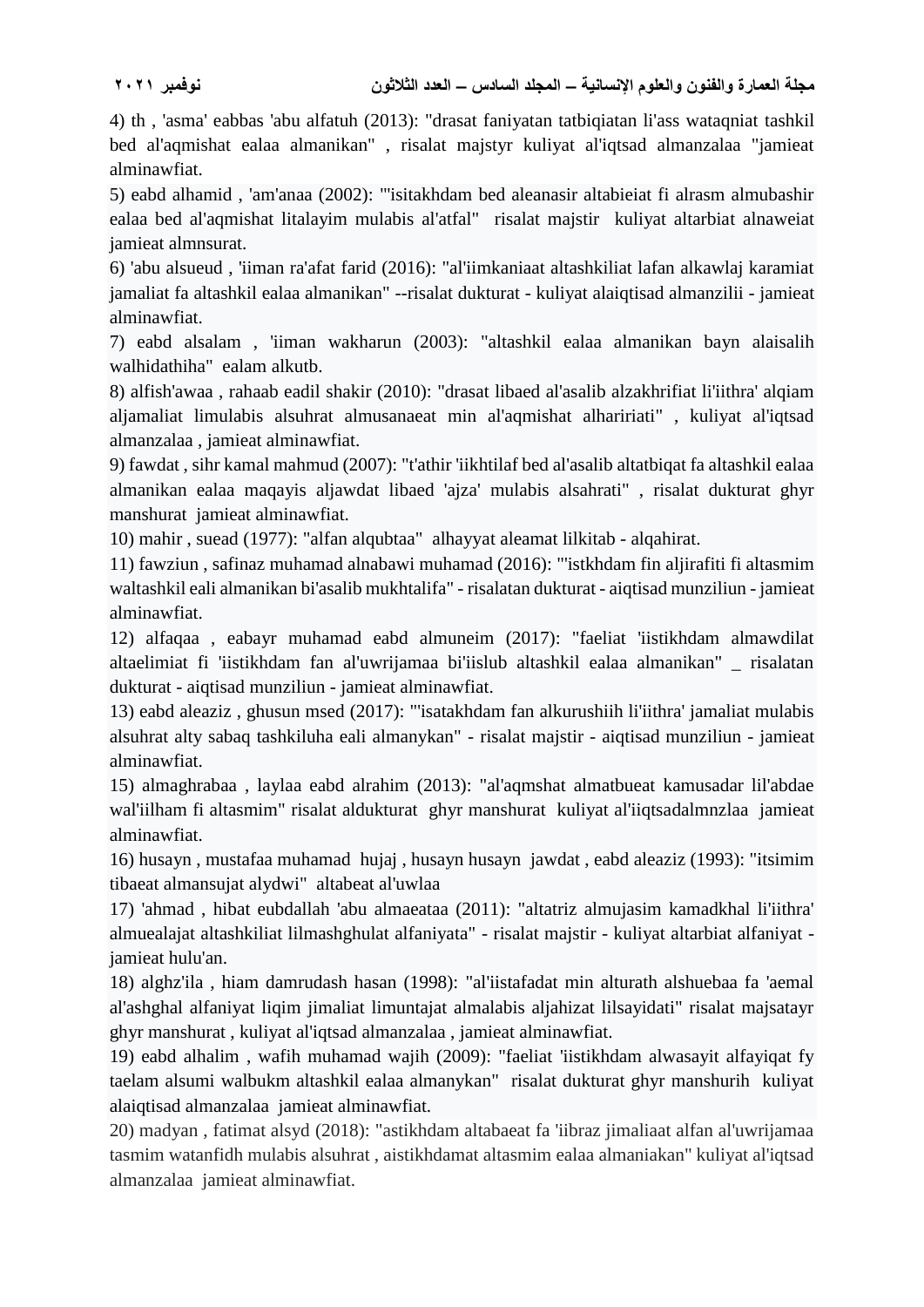4) th , 'asma' eabbas 'abu alfatuh (2013): "drasat faniyatan tatbiqiatan li'ass wataqniat tashkil bed al'aqmishat ealaa almanikan" , risalat majstyr kuliyat al'iqtsad almanzalaa "jamieat alminawfiat.

5) eabd alhamid , 'am'anaa (2002): "'isitakhdam bed aleanasir altabieiat fi alrasm almubashir ealaa bed al'aqmishat litalayim mulabis al'atfal" risalat majstir kuliyat altarbiat alnaweiat jamieat almnsurat.

6) 'abu alsueud , 'iiman ra'afat farid (2016): "al'iimkaniaat altashkiliat lafan alkawlaj karamiat jamaliat fa altashkil ealaa almanikan" --risalat dukturat - kuliyat alaiqtisad almanzilii - jamieat alminawfiat.

7) eabd alsalam , 'iiman wakharun (2003): "altashkil ealaa almanikan bayn alaisalih walhidathiha" ealam alkutb.

8) alfish'awaa , rahaab eadil shakir (2010): "drasat libaed al'asalib alzakhrifiat li'iithra' alqiam aljamaliat limulabis alsuhrat almusanaeat min al'aqmishat alhaririati" , kuliyat al'iqtsad almanzalaa , jamieat alminawfiat.

9) fawdat , sihr kamal mahmud (2007): "t'athir 'iikhtilaf bed al'asalib altatbiqat fa altashkil ealaa almanikan ealaa maqayis aljawdat libaed 'ajza' mulabis alsahrati" , risalat dukturat ghyr manshurat jamieat alminawfiat.

10) mahir , suead (1977): "alfan alqubtaa" alhayyat aleamat lilkitab - alqahirat.

11) fawziun , safinaz muhamad alnabawi muhamad (2016): "'istkhdam fin aljirafiti fi altasmim waltashkil eali almanikan bi'asalib mukhtalifa" - risalatan dukturat - aiqtisad munziliun - jamieat alminawfiat.

12) alfaqaa , eabayr muhamad eabd almuneim (2017): "faeliat 'iistikhdam almawdilat altaelimiat fi 'iistikhdam fan al'uwrijamaa bi'iislub altashkil ealaa almanikan" _ risalatan dukturat - aiqtisad munziliun - jamieat alminawfiat.

13) eabd aleaziz , ghusun msed (2017): "'isatakhdam fan alkurushiih li'iithra' jamaliat mulabis alsuhrat alty sabaq tashkiluha eali almanykan" - risalat majstir - aiqtisad munziliun - jamieat alminawfiat.

15) almaghrabaa , laylaa eabd alrahim (2013): "al'aqmshat almatbueat kamusadar lil'abdae wal'iilham fi altasmim" risalat aldukturat ghyr manshurat kuliyat al'iiqtsadalmnzlaa jamieat alminawfiat.

16) husayn , mustafaa muhamad hujaj , husayn husayn jawdat , eabd aleaziz (1993): "itsimim tibaeat almansujat alydwi" altabeat al'uwlaa

17) 'ahmad , hibat eubdallah 'abu almaeataa (2011): "altatriz almujasim kamadkhal li'iithra' almuealajat altashkiliat lilmashghulat alfaniyata" - risalat majstir - kuliyat altarbiat alfaniyat - jamieat hulu'an.

18) alghz'ila , hiam damrudash hasan (1998): "al'iistafadat min alturath alshuebaa fa 'aemal al'ashghal alfaniyat liqim jimaliat limuntajat almalabis aljahizat lilsayidati" risalat majsatayr ghyr manshurat , kuliyat al'iqtsad almanzalaa , jamieat alminawfiat.

19) eabd alhalim , wafih muhamad wajih (2009): "faeliat 'iistikhdam alwasayit alfayiqat fy taelam alsumi walbukm altashkil ealaa almanykan" risalat dukturat ghyr manshurih kuliyat alaiqtisad almanzalaa jamieat alminawfiat.

20) madyan , fatimat alsyd (2018): "astikhdam altabaeat fa 'iibraz jimaliaat alfan al'uwrijamaa tasmim watanfidh mulabis alsuhrat , aistikhdamat altasmim ealaa almaniakan" kuliyat al'iqtsad almanzalaa jamieat alminawfiat.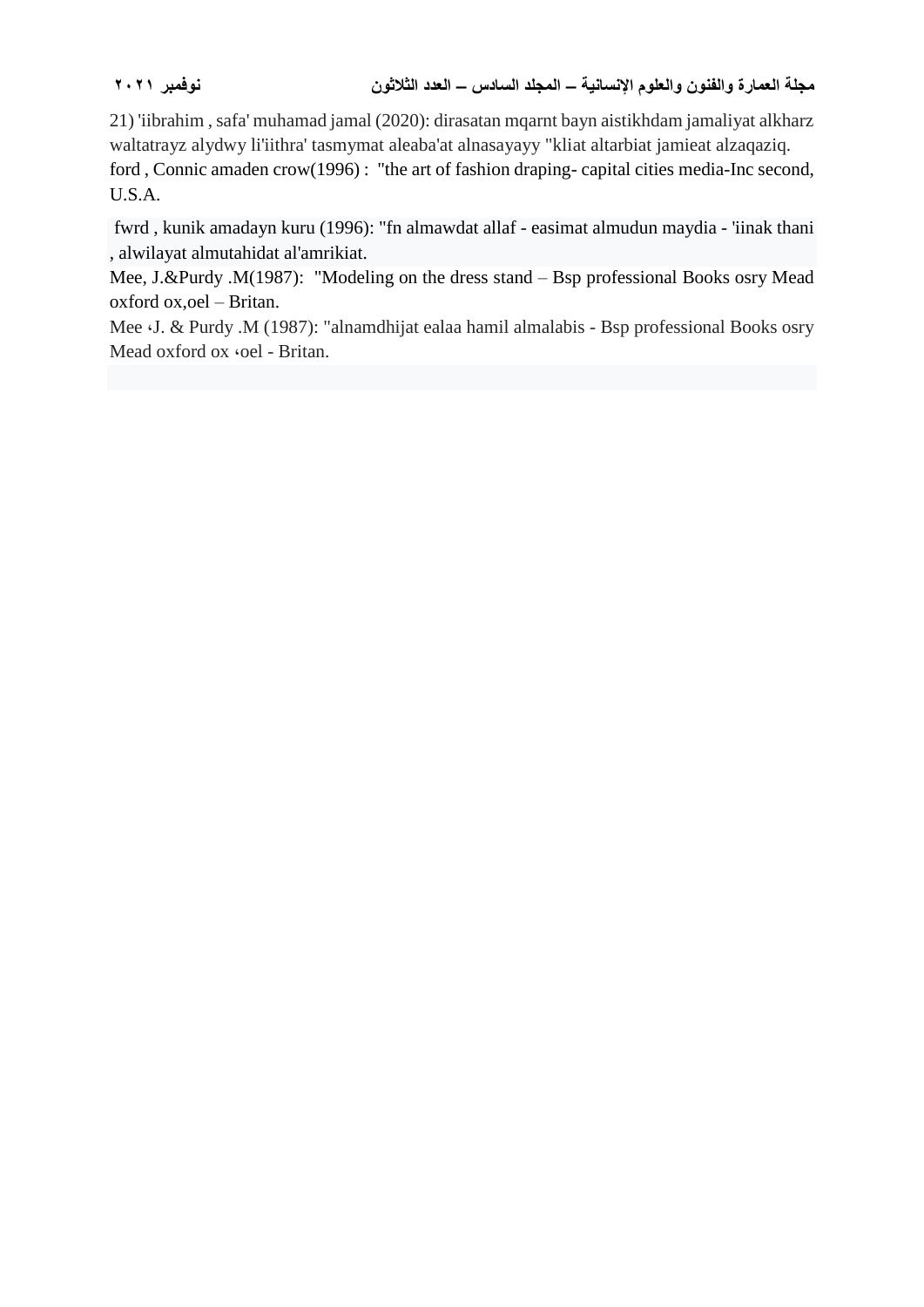21) 'iibrahim , safa' muhamad jamal (2020): dirasatan mqarnt bayn aistikhdam jamaliyat alkharz waltatrayz alydwy li'iithra' tasmymat aleaba'at alnasayayy "kliat altarbiat jamieat alzaqaziq.

ford , Connic amaden crow(1996) : "the art of fashion draping- capital cities media-Inc second, U.S.A.

fwrd , kunik amadayn kuru (1996): "fn almawdat allaf - easimat almudun maydia - 'iinak thani , alwilayat almutahidat al'amrikiat.

Mee, J.&Purdy .M(1987): "Modeling on the dress stand – Bsp professional Books osry Mead oxford ox,oel – Britan.

Mee ،J. & Purdy .M (1987): "alnamdhijat ealaa hamil almalabis - Bsp professional Books osry Mead oxford ox ،oel - Britan.